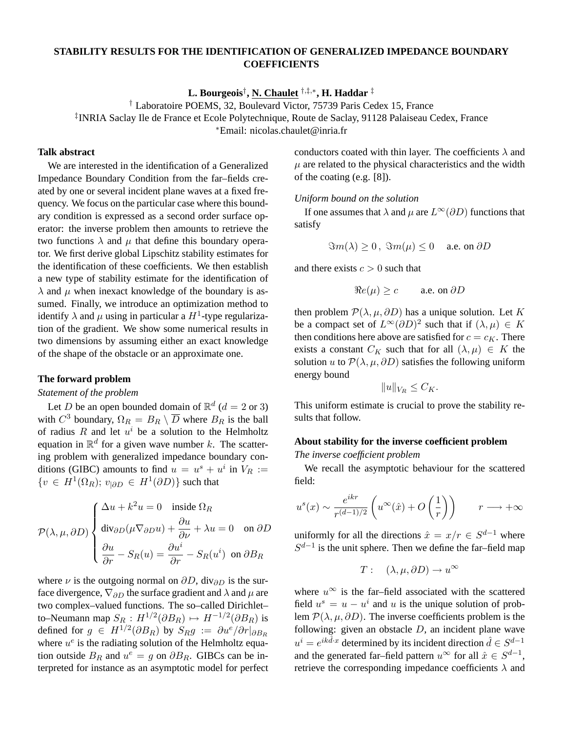# STABILITY RESULTS FOR THE IDENTIFICATION OF GENERALIZED IMPEDANCE BOUNDARY COEFFICIENTS

**L. Bourgeois**[†], **N. Chaulet** [†,‡,*], **H. Haddar** [‡]

[†] Laboratoire POEMS, 32, Boulevard Victor, 75739 Paris Cedex 15, France

[‡]INRIA Saclay Ile de France et Ecole Polytechnique, Route de Saclay, 91128 Palaiseau Cedex, France

[*]Email: nicolas.chaulet@inria.fr

## Talk abstract

We are interested in the identification of a Generalized Impedance Boundary Condition from the far–fields created by one or several incident plane waves at a fixed frequency. We focus on the particular case where this boundary condition is expressed as a second order surface operator: the inverse problem then amounts to retrieve the two functions $\lambda$ and $\mu$ that define this boundary operator. We first derive global Lipschitz stability estimates for the identification of these coefficients. We then establish a new type of stability estimate for the identification of $\lambda$ and $\mu$ when inexact knowledge of the boundary is assumed. Finally, we introduce an optimization method to identify $\lambda$ and $\mu$ using in particular a $H^1$-type regularization of the gradient. We show some numerical results in two dimensions by assuming either an exact knowledge of the shape of the obstacle or an approximate one.

## The forward problem

*Statement of the problem*

Let $D$ be an open bounded domain of $\mathbb{R}^d$ ($d = 2$ or 3) with $C^3$ boundary, $\Omega_R = B_R \setminus \overline{D}$ where $B_R$ is the ball of radius $R$ and let $u^i$ be a solution to the Helmholtz equation in $\mathbb{R}^d$ for a given wave number $k$. The scattering problem with generalized impedance boundary conditions (GIBC) amounts to find $u = u^s + u^i$ in $V_R := \{v \in H^1(\Omega_R);\ v_{|\partial D} \in H^1(\partial D)\}$ such that

$$
\mathcal{P}(\lambda,\mu,\partial D)\begin{cases}
\Delta u + k^2 u = 0 \quad \text{inside } \Omega_R \\
\text{div}_{\partial D}(\mu \nabla_{\partial D} u) + \dfrac{\partial u}{\partial \nu} + \lambda u = 0 \quad \text{on } \partial D \\
\dfrac{\partial u}{\partial r} - S_R(u) = \dfrac{\partial u^i}{\partial r} - S_R(u^i) \ \text{ on } \partial B_R
\end{cases}
$$

where $\nu$ is the outgoing normal on $\partial D$, $\text{div}_{\partial D}$ is the surface divergence, $\nabla_{\partial D}$ the surface gradient and $\lambda$ and $\mu$ are two complex–valued functions. The so–called Dirichlet–to–Neumann map $S_R : H^{1/2}(\partial B_R) \mapsto H^{-1/2}(\partial B_R)$ is defined for $g \in H^{1/2}(\partial B_R)$ by $S_R g := \partial u^e/\partial r|_{\partial B_R}$ where $u^e$ is the radiating solution of the Helmholtz equation outside $B_R$ and $u^e = g$ on $\partial B_R$. GIBCs can be interpreted for instance as an asymptotic model for perfect conductors coated with thin layer. The coefficients $\lambda$ and $\mu$ are related to the physical characteristics and the width of the coating (e.g. [8]).

*Uniform bound on the solution*

If one assumes that $\lambda$ and $\mu$ are $L^\infty(\partial D)$ functions that satisfy

$$
\Im m(\lambda) \geq 0\,,\ \Im m(\mu) \leq 0 \quad \text{ a.e. on } \partial D
$$

and there exists $c > 0$ such that

$$
\Re e(\mu) \geq c \qquad \text{a.e. on } \partial D
$$

then problem $\mathcal{P}(\lambda,\mu,\partial D)$ has a unique solution. Let $K$ be a compact set of $L^\infty(\partial D)^2$ such that if $(\lambda,\mu) \in K$ then conditions here above are satisfied for $c = c_K$. There exists a constant $C_K$ such that for all $(\lambda,\mu) \in K$ the solution $u$ to $\mathcal{P}(\lambda,\mu,\partial D)$ satisfies the following uniform energy bound

$$
\|u\|_{V_R} \leq C_K.
$$

This uniform estimate is crucial to prove the stability results that follow.

## About stability for the inverse coefficient problem

*The inverse coefficient problem*

We recall the asymptotic behaviour for the scattered field:

$$
u^s(x) \sim \frac{e^{ikr}}{r^{(d-1)/2}}\left(u^\infty(\hat{x}) + O\left(\frac{1}{r}\right)\right) \qquad r \longrightarrow +\infty
$$

uniformly for all the directions $\hat{x} = x/r \in S^{d-1}$ where $S^{d-1}$ is the unit sphere. Then we define the far–field map

$$
T : \quad (\lambda,\mu,\partial D) \rightarrow u^\infty
$$

where $u^\infty$ is the far–field associated with the scattered field $u^s = u - u^i$ and $u$ is the unique solution of problem $\mathcal{P}(\lambda,\mu,\partial D)$. The inverse coefficients problem is the following: given an obstacle $D$, an incident plane wave $u^i = e^{ik\hat{d}\cdot x}$ determined by its incident direction $\hat{d} \in S^{d-1}$ and the generated far–field pattern $u^\infty$ for all $\hat{x} \in S^{d-1}$, retrieve the corresponding impedance coefficients $\lambda$ and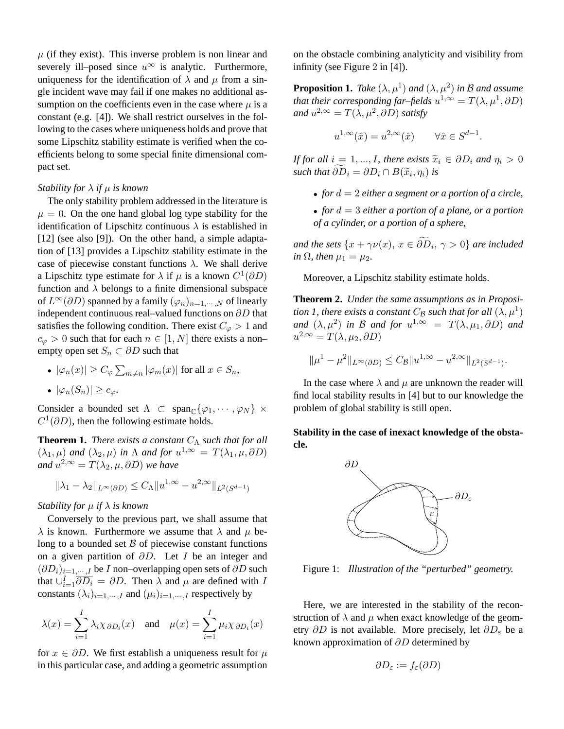$\mu$ (if they exist). This inverse problem is non linear and severely ill–posed since $u^\infty$ is analytic. Furthermore, uniqueness for the identification of $\lambda$ and $\mu$ from a single incident wave may fail if one makes no additional assumption on the coefficients even in the case where $\mu$ is a constant (e.g. [4]). We shall restrict ourselves in the following to the cases where uniqueness holds and prove that some Lipschitz stability estimate is verified when the coefficients belong to some special finite dimensional compact set.

*Stability for $\lambda$ if $\mu$ is known*

The only stability problem addressed in the literature is $\mu = 0$. On the one hand global log type stability for the identification of Lipschitz continuous $\lambda$ is established in [12] (see also [9]). On the other hand, a simple adaptation of [13] provides a Lipschitz stability estimate in the case of piecewise constant functions $\lambda$. We shall derive a Lipschitz type estimate for $\lambda$ if $\mu$ is a known $C^1(\partial D)$ function and $\lambda$ belongs to a finite dimensional subspace of $L^\infty(\partial D)$ spanned by a family $(\varphi_n)_{n=1,\cdots,N}$ of linearly independent continuous real–valued functions on $\partial D$ that satisfies the following condition. There exist $C_\varphi > 1$ and $c_\varphi > 0$ such that for each $n \in [1, N]$ there exists a non–empty open set $S_n \subset \partial D$ such that

- $|\varphi_n(x)| \geq C_\varphi \sum_{m \neq n} |\varphi_m(x)|$ for all $x \in S_n$,
- $|\varphi_n(S_n)| \geq c_\varphi$.

Consider a bounded set $\Lambda \subset \text{span}_{\mathbb{C}}\{\varphi_1, \cdots, \varphi_N\} \times C^1(\partial D)$, then the following estimate holds.

**Theorem 1.** *There exists a constant $C_\Lambda$ such that for all $(\lambda_1, \mu)$ and $(\lambda_2, \mu)$ in $\Lambda$ and for $u^{1,\infty} = T(\lambda_1, \mu, \partial D)$ and $u^{2,\infty} = T(\lambda_2, \mu, \partial D)$ we have*

$$\|\lambda_1 - \lambda_2\|_{L^\infty(\partial D)} \leq C_\Lambda \|u^{1,\infty} - u^{2,\infty}\|_{L^2(S^{d-1})}$$

*Stability for $\mu$ if $\lambda$ is known*

Conversely to the previous part, we shall assume that $\lambda$ is known. Furthermore we assume that $\lambda$ and $\mu$ belong to a bounded set $\mathcal{B}$ of piecewise constant functions on a given partition of $\partial D$. Let $I$ be an integer and $(\partial D_i)_{i=1,\cdots,I}$ be $I$ non–overlapping open sets of $\partial D$ such that $\cup_{i=1}^{I} \overline{\partial D_i} = \partial D$. Then $\lambda$ and $\mu$ are defined with $I$ constants $(\lambda_i)_{i=1,\cdots,I}$ and $(\mu_i)_{i=1,\cdots,I}$ respectively by

$$\lambda(x) = \sum_{i=1}^{I} \lambda_i \chi_{\partial D_i}(x) \quad \text{and} \quad \mu(x) = \sum_{i=1}^{I} \mu_i \chi_{\partial D_i}(x)$$

for $x \in \partial D$. We first establish a uniqueness result for $\mu$ in this particular case, and adding a geometric assumption on the obstacle combining analyticity and visibility from infinity (see Figure 2 in [4]).

**Proposition 1.** *Take $(\lambda, \mu^1)$ and $(\lambda, \mu^2)$ in $\mathcal{B}$ and assume that their corresponding far–fields $u^{1,\infty} = T(\lambda, \mu^1, \partial D)$ and $u^{2,\infty} = T(\lambda, \mu^2, \partial D)$ satisfy*

$$u^{1,\infty}(\hat{x}) = u^{2,\infty}(\hat{x}) \qquad \forall \hat{x} \in S^{d-1}.$$

*If for all $i = 1, ..., I$, there exists $\widetilde{x}_i \in \partial D_i$ and $\eta_i > 0$ such that $\widetilde{\partial D_i} = \partial D_i \cap B(\widetilde{x}_i, \eta_i)$ is*

- *for $d = 2$ either a segment or a portion of a circle,*
- *for $d = 3$ either a portion of a plane, or a portion of a cylinder, or a portion of a sphere,*

*and the sets $\{x + \gamma\nu(x),\, x \in \widetilde{\partial D_i},\, \gamma > 0\}$ are included in $\Omega$, then $\mu_1 = \mu_2$.*

Moreover, a Lipschitz stability estimate holds.

**Theorem 2.** *Under the same assumptions as in Proposition 1, there exists a constant $C_{\mathcal{B}}$ such that for all $(\lambda, \mu^1)$ and $(\lambda, \mu^2)$ in $\mathcal{B}$ and for $u^{1,\infty} = T(\lambda, \mu_1, \partial D)$ and $u^{2,\infty} = T(\lambda, \mu_2, \partial D)$*

$$\|\mu^1 - \mu^2\|_{L^\infty(\partial D)} \leq C_{\mathcal{B}} \|u^{1,\infty} - u^{2,\infty}\|_{L^2(S^{d-1})}.$$

In the case where $\lambda$ and $\mu$ are unknown the reader will find local stability results in [4] but to our knowledge the problem of global stability is still open.

**Stability in the case of inexact knowledge of the obstacle.**

Figure 1: *Illustration of the "perturbed" geometry.*

Here, we are interested in the stability of the reconstruction of $\lambda$ and $\mu$ when exact knowledge of the geometry $\partial D$ is not available. More precisely, let $\partial D_\varepsilon$ be a known approximation of $\partial D$ determined by

$$\partial D_\varepsilon := f_\varepsilon(\partial D)$$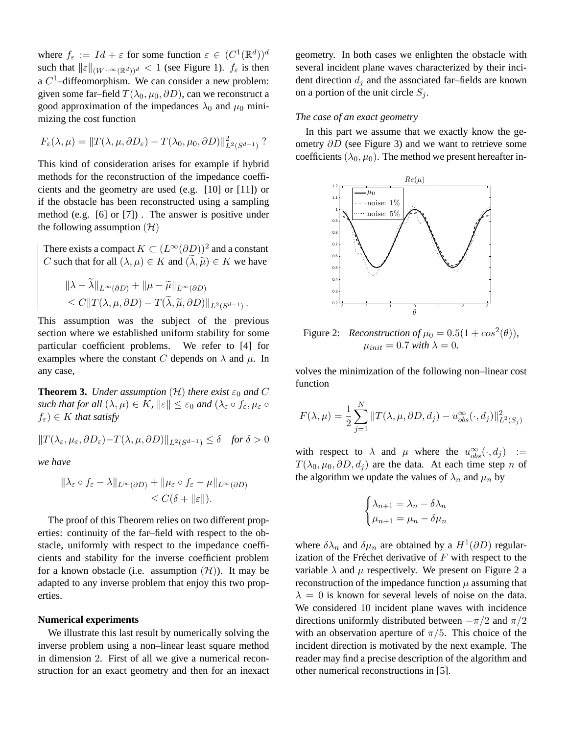where $f_\varepsilon := Id + \varepsilon$ for some function $\varepsilon \in (C^1(\mathbb{R}^d))^d$ such that $\|\varepsilon\|_{(W^{1,\infty}(\mathbb{R}^d))^d} < 1$ (see Figure 1). $f_\varepsilon$ is then a $C^1$–diffeomorphism. We can consider a new problem: given some far–field $T(\lambda_0, \mu_0, \partial D)$, can we reconstruct a good approximation of the impedances $\lambda_0$ and $\mu_0$ minimizing the cost function

$$F_\varepsilon(\lambda, \mu) = \|T(\lambda, \mu, \partial D_\varepsilon) - T(\lambda_0, \mu_0, \partial D)\|^2_{L^2(S^{d-1})} \ ?$$

This kind of consideration arises for example if hybrid methods for the reconstruction of the impedance coefficients and the geometry are used (e.g. [10] or [11]) or if the obstacle has been reconstructed using a sampling method (e.g. [6] or [7]) . The answer is positive under the following assumption $(\mathcal{H})$

> There exists a compact $K \subset (L^\infty(\partial D))^2$ and a constant $C$ such that for all $(\lambda, \mu) \in K$ and $(\widetilde{\lambda}, \widetilde{\mu}) \in K$ we have
>
> $$\begin{aligned} &\|\lambda - \widetilde{\lambda}\|_{L^\infty(\partial D)} + \|\mu - \widetilde{\mu}\|_{L^\infty(\partial D)} \\ &\leq C\|T(\lambda, \mu, \partial D) - T(\widetilde{\lambda}, \widetilde{\mu}, \partial D)\|_{L^2(S^{d-1})} . \end{aligned}$$

This assumption was the subject of the previous section where we established uniform stability for some particular coefficient problems. We refer to [4] for examples where the constant $C$ depends on $\lambda$ and $\mu$. In any case,

**Theorem 3.** *Under assumption $(\mathcal{H})$ there exist $\varepsilon_0$ and $C$ such that for all $(\lambda, \mu) \in K$, $\|\varepsilon\| \leq \varepsilon_0$ and $(\lambda_\varepsilon \circ f_\varepsilon, \mu_\varepsilon \circ f_\varepsilon) \in K$ that satisfy*

$$\|T(\lambda_\varepsilon, \mu_\varepsilon, \partial D_\varepsilon) - T(\lambda, \mu, \partial D)\|_{L^2(S^{d-1})} \leq \delta \quad \textit{for } \delta > 0$$

*we have*

$$\begin{aligned} \|\lambda_\varepsilon \circ f_\varepsilon - \lambda\|_{L^\infty(\partial D)} + \|\mu_\varepsilon \circ f_\varepsilon - \mu\|_{L^\infty(\partial D)} \\ \leq C(\delta + \|\varepsilon\|). \end{aligned}$$

The proof of this Theorem relies on two different properties: continuity of the far–field with respect to the obstacle, uniformly with respect to the impedance coefficients and stability for the inverse coefficient problem for a known obstacle (i.e. assumption $(\mathcal{H})$). It may be adapted to any inverse problem that enjoy this two properties.

#### Numerical experiments

We illustrate this last result by numerically solving the inverse problem using a non–linear least square method in dimension 2. First of all we give a numerical reconstruction for an exact geometry and then for an inexact geometry. In both cases we enlighten the obstacle with several incident plane waves characterized by their incident direction $d_j$ and the associated far–fields are known on a portion of the unit circle $S_j$.

*The case of an exact geometry*

In this part we assume that we exactly know the geometry $\partial D$ (see Figure 3) and we want to retrieve some coefficients $(\lambda_0, \mu_0)$. The method we present hereafter involves the minimization of the following non–linear cost function

Figure 2: *Reconstruction of* $\mu_0 = 0.5(1 + cos^2(\theta))$, $\mu_{init} = 0.7$ *with* $\lambda = 0$.

$$F(\lambda, \mu) = \frac{1}{2} \sum_{j=1}^{N} \|T(\lambda, \mu, \partial D, d_j) - u^\infty_{obs}(\cdot, d_j)\|^2_{L^2(S_j)}$$

with respect to $\lambda$ and $\mu$ where the $u^\infty_{obs}(\cdot, d_j) := T(\lambda_0, \mu_0, \partial D, d_j)$ are the data. At each time step $n$ of the algorithm we update the values of $\lambda_n$ and $\mu_n$ by

$$\begin{cases} \lambda_{n+1} = \lambda_n - \delta\lambda_n \\ \mu_{n+1} = \mu_n - \delta\mu_n \end{cases}$$

where $\delta\lambda_n$ and $\delta\mu_n$ are obtained by a $H^1(\partial D)$ regularization of the Fréchet derivative of $F$ with respect to the variable $\lambda$ and $\mu$ respectively. We present on Figure 2 a reconstruction of the impedance function $\mu$ assuming that $\lambda = 0$ is known for several levels of noise on the data. We considered 10 incident plane waves with incidence directions uniformly distributed between $-\pi/2$ and $\pi/2$ with an observation aperture of $\pi/5$. This choice of the incident direction is motivated by the next example. The reader may find a precise description of the algorithm and other numerical reconstructions in [5].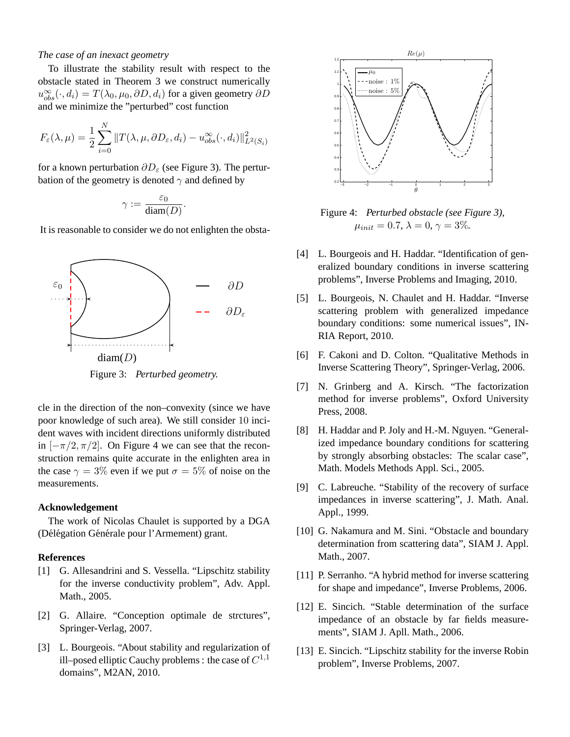*The case of an inexact geometry*

To illustrate the stability result with respect to the obstacle stated in Theorem 3 we construct numerically $u_{obs}^{\infty}(\cdot, d_i) = T(\lambda_0, \mu_0, \partial D, d_i)$ for a given geometry $\partial D$ and we minimize the "perturbed" cost function

$$F_{\varepsilon}(\lambda, \mu) = \frac{1}{2} \sum_{i=0}^{N} \| T(\lambda, \mu, \partial D_{\varepsilon}, d_i) - u_{obs}^{\infty}(\cdot, d_i) \|_{L^2(S_i)}^2$$

for a known perturbation $\partial D_{\varepsilon}$ (see Figure 3). The perturbation of the geometry is denoted $\gamma$ and defined by

$$\gamma := \frac{\varepsilon_0}{\text{diam}(D)}.$$

It is reasonable to consider we do not enlighten the obstacle in the direction of the non–convexity (since we have poor knowledge of such area). We still consider $10$ incident waves with incident directions uniformly distributed in $[-\pi/2, \pi/2]$. On Figure 4 we can see that the reconstruction remains quite accurate in the enlighten area in the case $\gamma = 3\%$ even if we put $\sigma = 5\%$ of noise on the measurements.

$\varepsilon_0$

$\partial D$

$\partial D_{\varepsilon}$

diam$(D)$

Figure 3: *Perturbed geometry.*

$Re(\mu)$

$\mu_0$

noise : 1%

noise : 5%

$\theta$

Figure 4: *Perturbed obstacle (see Figure 3),* $\mu_{init} = 0.7$, $\lambda = 0$, $\gamma = 3\%$.

### Acknowledgement

The work of Nicolas Chaulet is supported by a DGA (Délégation Générale pour l'Armement) grant.

### References

[1] G. Allesandrini and S. Vessella. "Lipschitz stability for the inverse conductivity problem", Adv. Appl. Math., 2005.

[2] G. Allaire. "Conception optimale de strctures", Springer-Verlag, 2007.

[3] L. Bourgeois. "About stability and regularization of ill–posed elliptic Cauchy problems : the case of $C^{1,1}$ domains", M2AN, 2010.

[4] L. Bourgeois and H. Haddar. "Identification of generalized boundary conditions in inverse scattering problems", Inverse Problems and Imaging, 2010.

[5] L. Bourgeois, N. Chaulet and H. Haddar. "Inverse scattering problem with generalized impedance boundary conditions: some numerical issues", INRIA Report, 2010.

[6] F. Cakoni and D. Colton. "Qualitative Methods in Inverse Scattering Theory", Springer-Verlag, 2006.

[7] N. Grinberg and A. Kirsch. "The factorization method for inverse problems", Oxford University Press, 2008.

[8] H. Haddar and P. Joly and H.-M. Nguyen. "Generalized impedance boundary conditions for scattering by strongly absorbing obstacles: The scalar case", Math. Models Methods Appl. Sci., 2005.

[9] C. Labreuche. "Stability of the recovery of surface impedances in inverse scattering", J. Math. Anal. Appl., 1999.

[10] G. Nakamura and M. Sini. "Obstacle and boundary determination from scattering data", SIAM J. Appl. Math., 2007.

[11] P. Serranho. "A hybrid method for inverse scattering for shape and impedance", Inverse Problems, 2006.

[12] E. Sincich. "Stable determination of the surface impedance of an obstacle by far fields measurements", SIAM J. Apll. Math., 2006.

[13] E. Sincich. "Lipschitz stability for the inverse Robin problem", Inverse Problems, 2007.